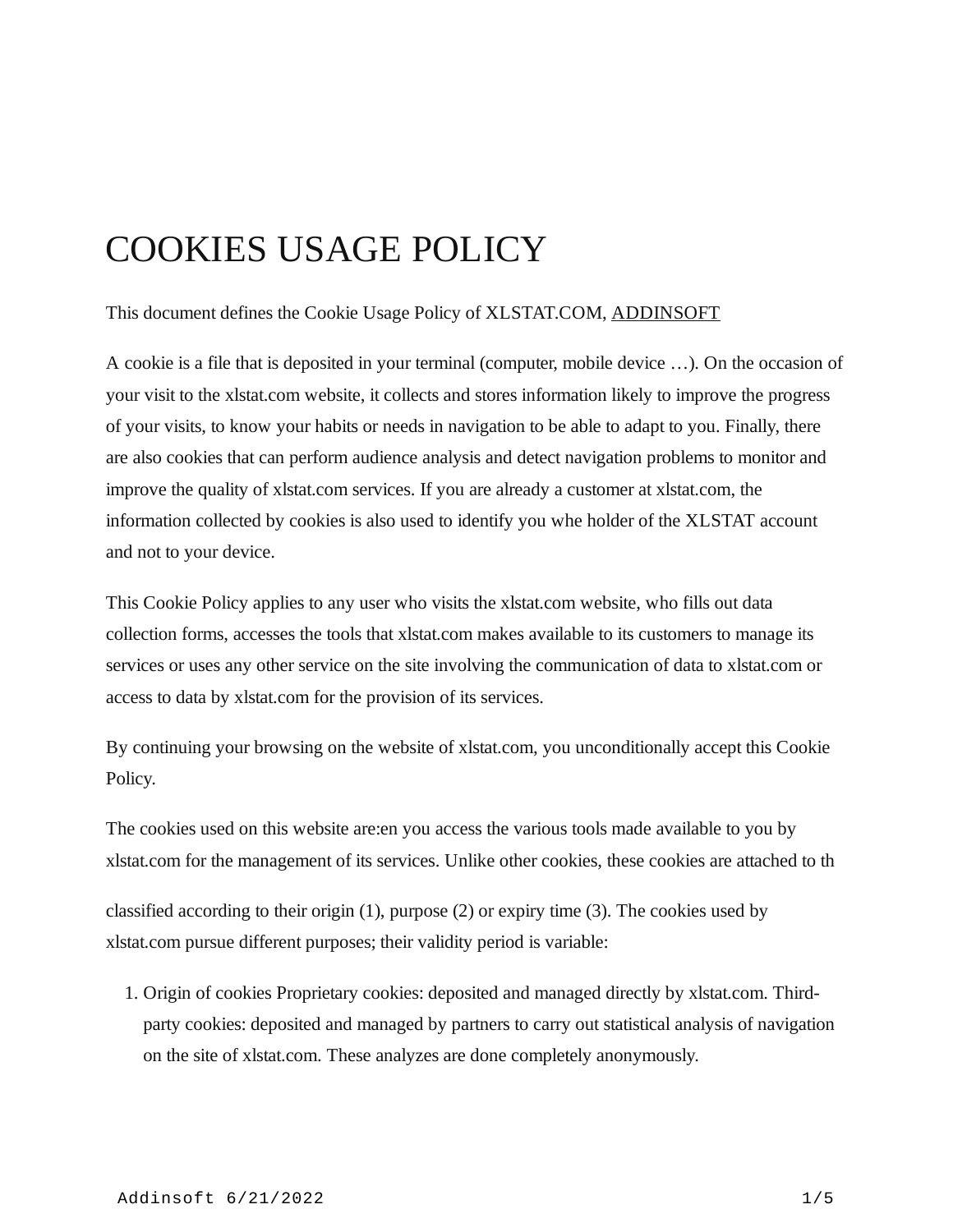# COOKIES USAGE POLICY

This document defines the Cookie Usage Policy of XLSTAT.COM, ADDINSOFT

A cookie is a file that is deposited in your terminal (computer, mobile device …). On the occasion of your visit to the xlstat.com website, it collects and stores information likely to improve the progress of your visits, to know your habits or needs in navigation to be able to adapt to you. Finally, there are also cookies that can perform audience analysis and detect navigation problems to monitor and improve the quality of xlstat.com services. If you are already a customer at xlstat.com, the information collected by cookies is also used to identify you whe holder of the XLSTAT account and not to your device.

This Cookie Policy applies to any user who visits the xlstat.com website, who fills out data collection forms, accesses the tools that xlstat.com makes available to its customers to manage its services or uses any other service on the site involving the communication of data to xlstat.com or access to data by xlstat.com for the provision of its services.

By continuing your browsing on the website of xlstat.com, you unconditionally accept this Cookie Policy.

The cookies used on this website are:en you access the various tools made available to you by xlstat.com for the management of its services. Unlike other cookies, these cookies are attached to th

classified according to their origin (1), purpose (2) or expiry time (3). The cookies used by xlstat.com pursue different purposes; their validity period is variable:

1. Origin of cookies Proprietary cookies: deposited and managed directly by xlstat.com. Third-party cookies: deposited and managed by partners to carry out statistical analysis of navigation on the site of xlstat.com. These analyzes are done completely anonymously.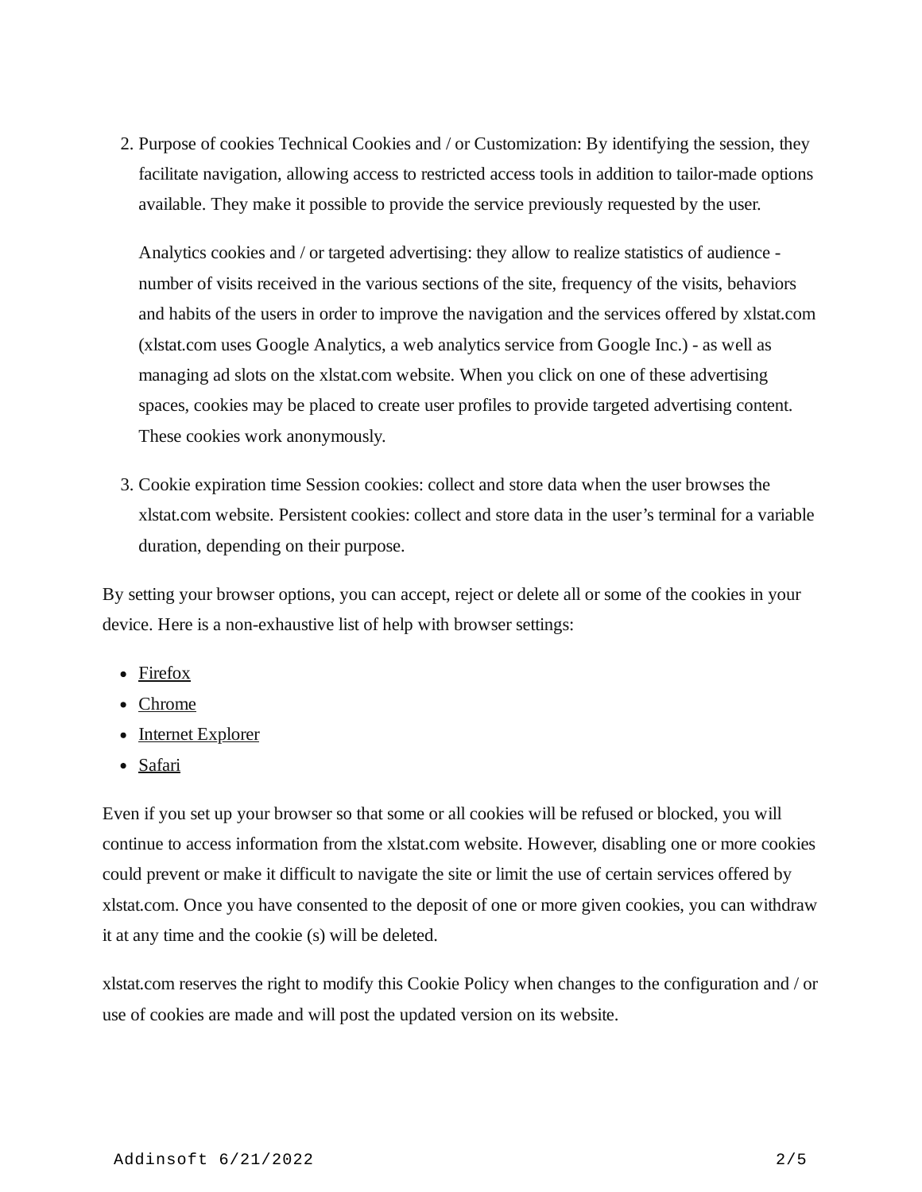2. Purpose of cookies Technical Cookies and / or Customization: By identifying the session, they facilitate navigation, allowing access to restricted access tools in addition to tailor-made options available. They make it possible to provide the service previously requested by the user.

   Analytics cookies and / or targeted advertising: they allow to realize statistics of audience - number of visits received in the various sections of the site, frequency of the visits, behaviors and habits of the users in order to improve the navigation and the services offered by xlstat.com (xlstat.com uses Google Analytics, a web analytics service from Google Inc.) - as well as managing ad slots on the xlstat.com website. When you click on one of these advertising spaces, cookies may be placed to create user profiles to provide targeted advertising content. These cookies work anonymously.

3. Cookie expiration time Session cookies: collect and store data when the user browses the xlstat.com website. Persistent cookies: collect and store data in the user's terminal for a variable duration, depending on their purpose.

By setting your browser options, you can accept, reject or delete all or some of the cookies in your device. Here is a non-exhaustive list of help with browser settings:

- Firefox
- Chrome
- Internet Explorer
- Safari

Even if you set up your browser so that some or all cookies will be refused or blocked, you will continue to access information from the xlstat.com website. However, disabling one or more cookies could prevent or make it difficult to navigate the site or limit the use of certain services offered by xlstat.com. Once you have consented to the deposit of one or more given cookies, you can withdraw it at any time and the cookie (s) will be deleted.

xlstat.com reserves the right to modify this Cookie Policy when changes to the configuration and / or use of cookies are made and will post the updated version on its website.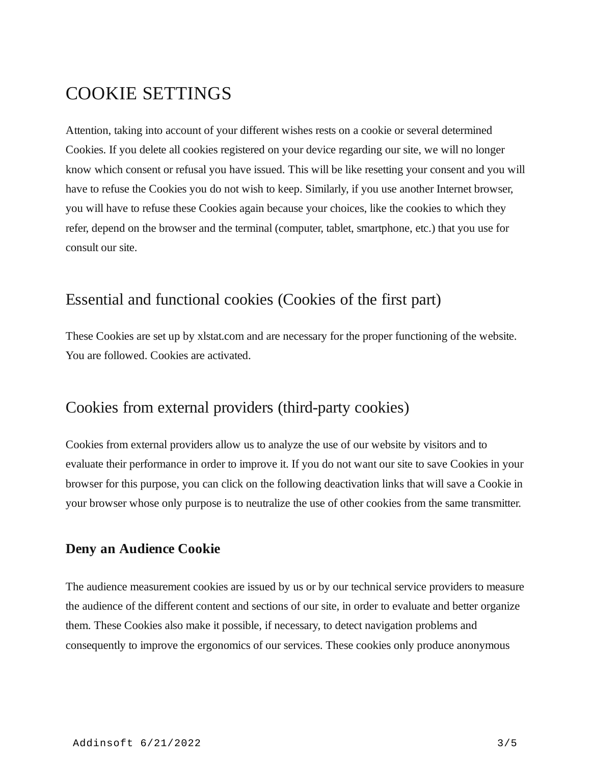# COOKIE SETTINGS

Attention, taking into account of your different wishes rests on a cookie or several determined Cookies. If you delete all cookies registered on your device regarding our site, we will no longer know which consent or refusal you have issued. This will be like resetting your consent and you will have to refuse the Cookies you do not wish to keep. Similarly, if you use another Internet browser, you will have to refuse these Cookies again because your choices, like the cookies to which they refer, depend on the browser and the terminal (computer, tablet, smartphone, etc.) that you use for consult our site.

## Essential and functional cookies (Cookies of the first part)

These Cookies are set up by xlstat.com and are necessary for the proper functioning of the website. You are followed. Cookies are activated.

## Cookies from external providers (third-party cookies)

Cookies from external providers allow us to analyze the use of our website by visitors and to evaluate their performance in order to improve it. If you do not want our site to save Cookies in your browser for this purpose, you can click on the following deactivation links that will save a Cookie in your browser whose only purpose is to neutralize the use of other cookies from the same transmitter.

### Deny an Audience Cookie

The audience measurement cookies are issued by us or by our technical service providers to measure the audience of the different content and sections of our site, in order to evaluate and better organize them. These Cookies also make it possible, if necessary, to detect navigation problems and consequently to improve the ergonomics of our services. These cookies only produce anonymous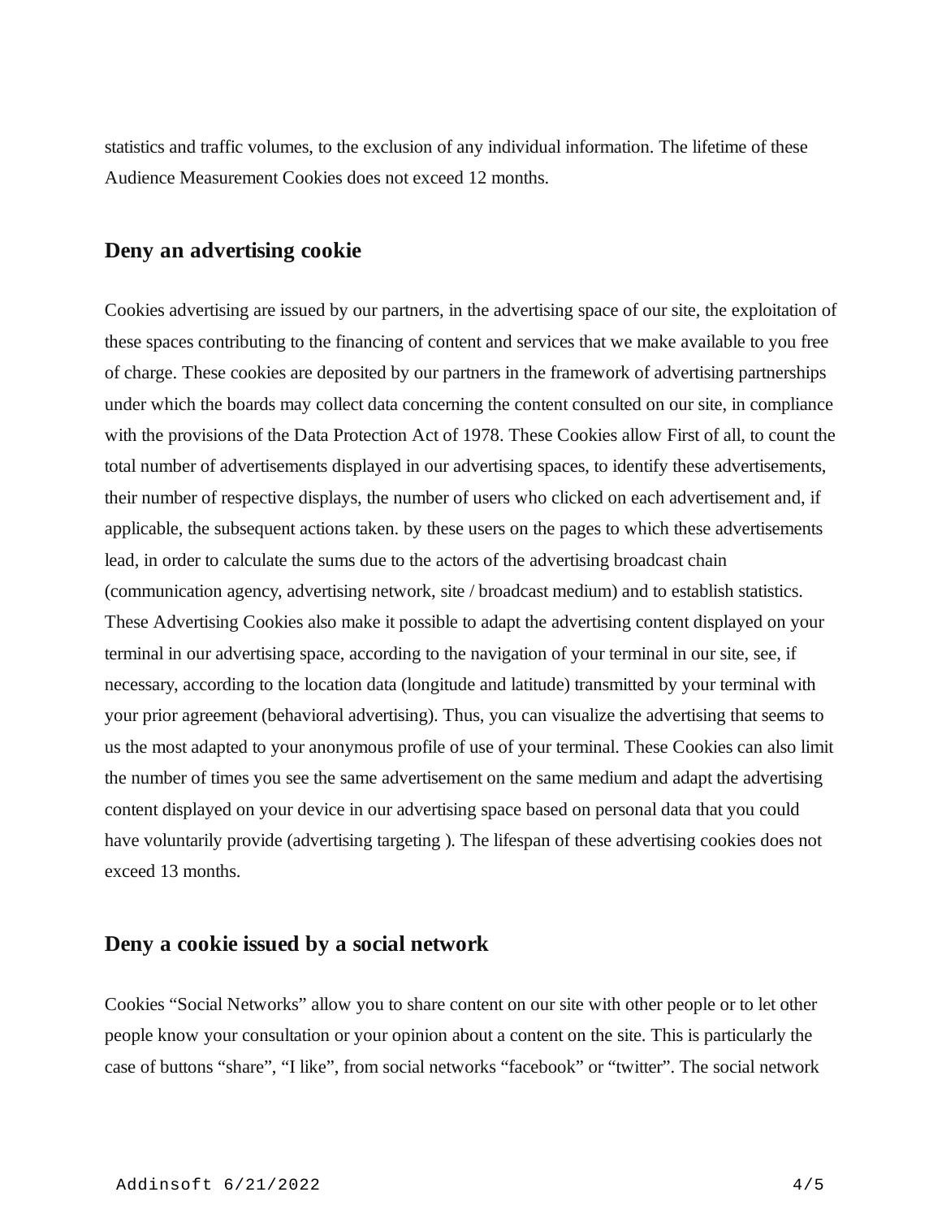statistics and traffic volumes, to the exclusion of any individual information. The lifetime of these Audience Measurement Cookies does not exceed 12 months.

## Deny an advertising cookie

Cookies advertising are issued by our partners, in the advertising space of our site, the exploitation of these spaces contributing to the financing of content and services that we make available to you free of charge. These cookies are deposited by our partners in the framework of advertising partnerships under which the boards may collect data concerning the content consulted on our site, in compliance with the provisions of the Data Protection Act of 1978. These Cookies allow First of all, to count the total number of advertisements displayed in our advertising spaces, to identify these advertisements, their number of respective displays, the number of users who clicked on each advertisement and, if applicable, the subsequent actions taken. by these users on the pages to which these advertisements lead, in order to calculate the sums due to the actors of the advertising broadcast chain (communication agency, advertising network, site / broadcast medium) and to establish statistics. These Advertising Cookies also make it possible to adapt the advertising content displayed on your terminal in our advertising space, according to the navigation of your terminal in our site, see, if necessary, according to the location data (longitude and latitude) transmitted by your terminal with your prior agreement (behavioral advertising). Thus, you can visualize the advertising that seems to us the most adapted to your anonymous profile of use of your terminal. These Cookies can also limit the number of times you see the same advertisement on the same medium and adapt the advertising content displayed on your device in our advertising space based on personal data that you could have voluntarily provide (advertising targeting ). The lifespan of these advertising cookies does not exceed 13 months.

## Deny a cookie issued by a social network

Cookies “Social Networks” allow you to share content on our site with other people or to let other people know your consultation or your opinion about a content on the site. This is particularly the case of buttons “share”, “I like”, from social networks “facebook” or “twitter”. The social network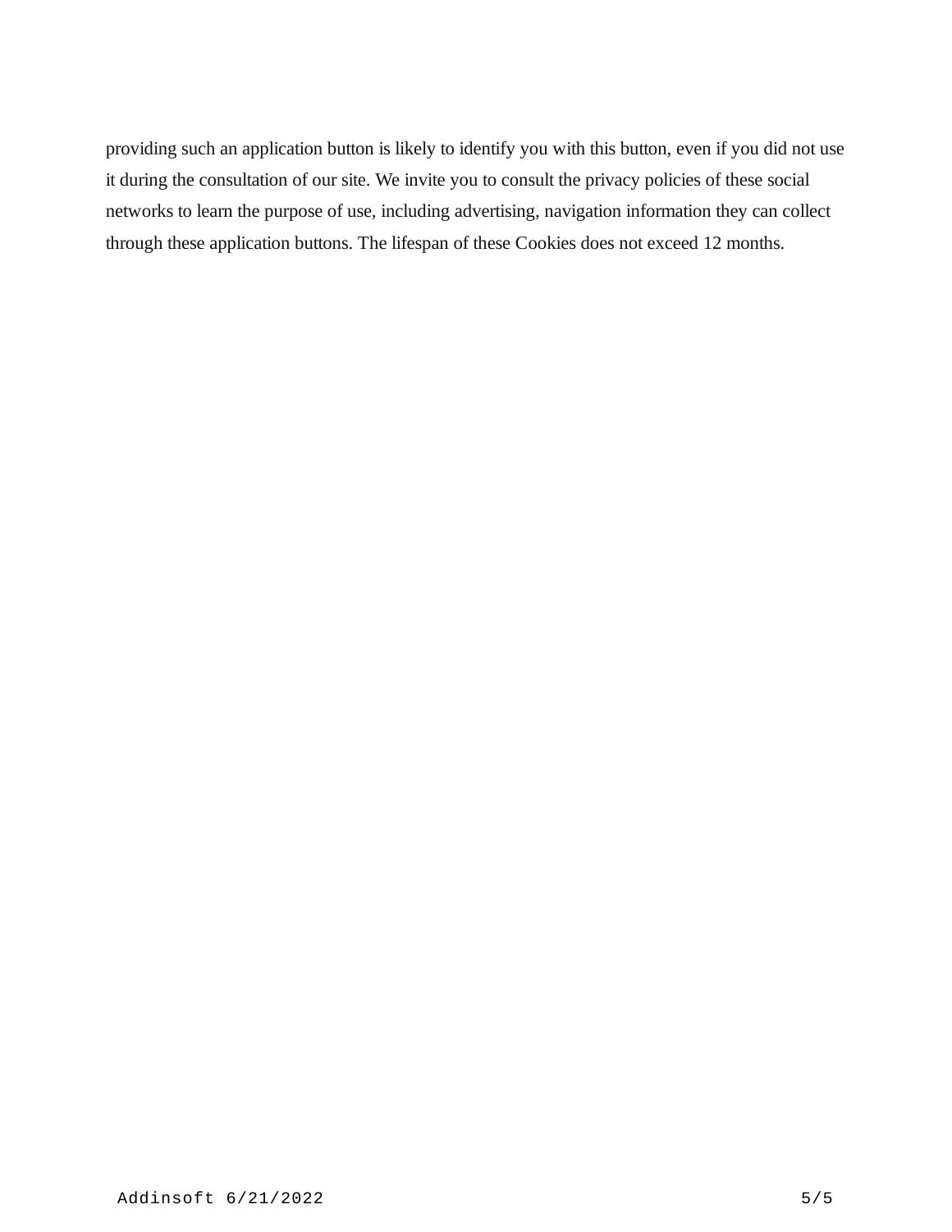providing such an application button is likely to identify you with this button, even if you did not use it during the consultation of our site. We invite you to consult the privacy policies of these social networks to learn the purpose of use, including advertising, navigation information they can collect through these application buttons. The lifespan of these Cookies does not exceed 12 months.